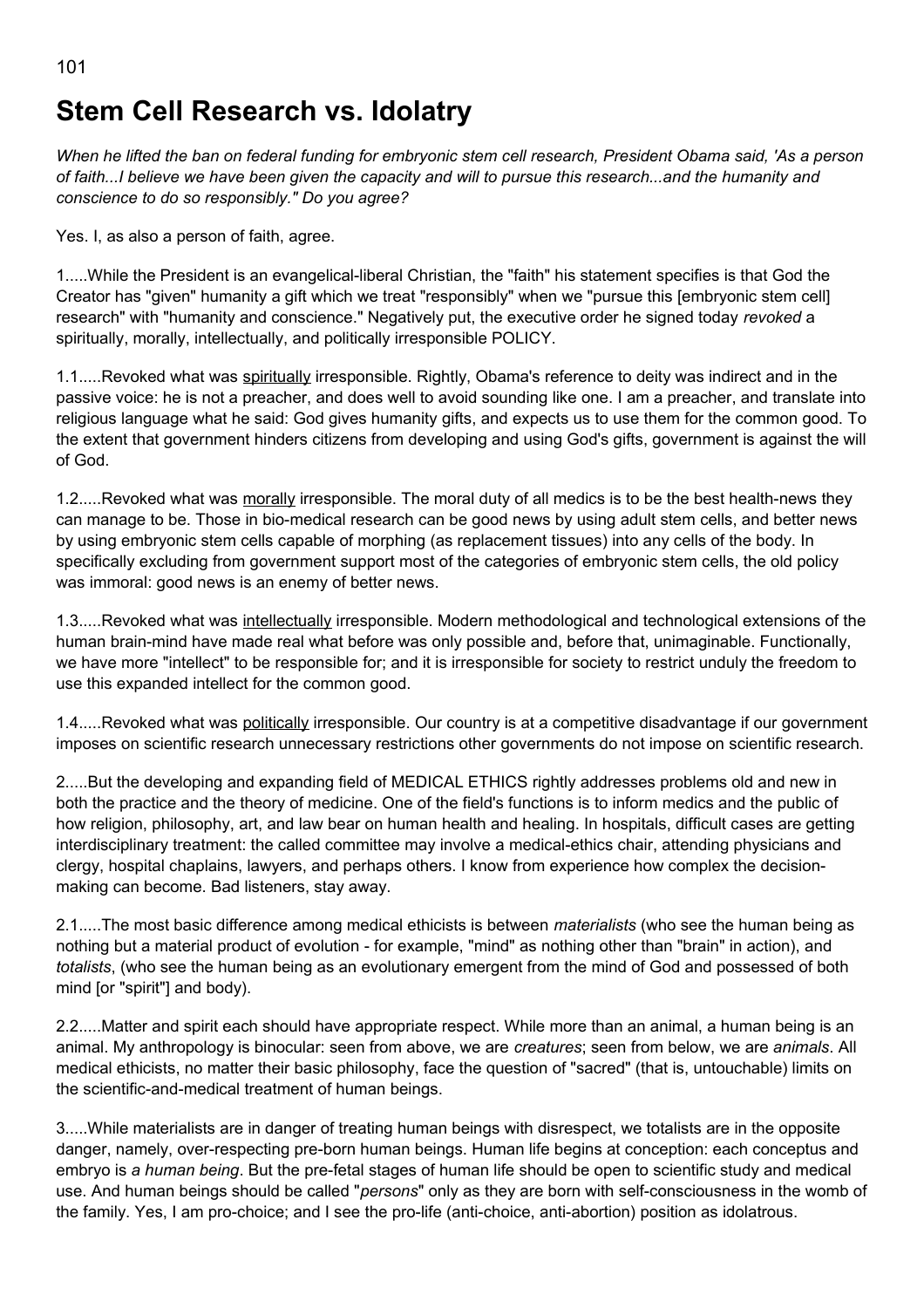# Stem Cell Research vs. Idolatry

*When he lifted the ban on federal funding for embryonic stem cell research, President Obama said, 'As a person of faith...I believe we have been given the capacity and will to pursue this research...and the humanity and conscience to do so responsibly." Do you agree?*

Yes. I, as also a person of faith, agree.

1.....While the President is an evangelical-liberal Christian, the "faith" his statement specifies is that God the Creator has "given" humanity a gift which we treat "responsibly" when we "pursue this [embryonic stem cell] research" with "humanity and conscience." Negatively put, the executive order he signed today *revoked* a spiritually, morally, intellectually, and politically irresponsible POLICY.

1.1.....Revoked what was spiritually irresponsible. Rightly, Obama's reference to deity was indirect and in the passive voice: he is not a preacher, and does well to avoid sounding like one. I am a preacher, and translate into religious language what he said: God gives humanity gifts, and expects us to use them for the common good. To the extent that government hinders citizens from developing and using God's gifts, government is against the will of God.

1.2.....Revoked what was morally irresponsible. The moral duty of all medics is to be the best health-news they can manage to be. Those in bio-medical research can be good news by using adult stem cells, and better news by using embryonic stem cells capable of morphing (as replacement tissues) into any cells of the body. In specifically excluding from government support most of the categories of embryonic stem cells, the old policy was immoral: good news is an enemy of better news.

1.3.....Revoked what was intellectually irresponsible. Modern methodological and technological extensions of the human brain-mind have made real what before was only possible and, before that, unimaginable. Functionally, we have more "intellect" to be responsible for; and it is irresponsible for society to restrict unduly the freedom to use this expanded intellect for the common good.

1.4.....Revoked what was politically irresponsible. Our country is at a competitive disadvantage if our government imposes on scientific research unnecessary restrictions other governments do not impose on scientific research.

2.....But the developing and expanding field of MEDICAL ETHICS rightly addresses problems old and new in both the practice and the theory of medicine. One of the field's functions is to inform medics and the public of how religion, philosophy, art, and law bear on human health and healing. In hospitals, difficult cases are getting interdisciplinary treatment: the called committee may involve a medical-ethics chair, attending physicians and clergy, hospital chaplains, lawyers, and perhaps others. I know from experience how complex the decision-making can become. Bad listeners, stay away.

2.1.....The most basic difference among medical ethicists is between *materialists* (who see the human being as nothing but a material product of evolution - for example, "mind" as nothing other than "brain" in action), and *totalists*, (who see the human being as an evolutionary emergent from the mind of God and possessed of both mind [or "spirit"] and body).

2.2.....Matter and spirit each should have appropriate respect. While more than an animal, a human being is an animal. My anthropology is binocular: seen from above, we are *creatures*; seen from below, we are *animals*. All medical ethicists, no matter their basic philosophy, face the question of "sacred" (that is, untouchable) limits on the scientific-and-medical treatment of human beings.

3.....While materialists are in danger of treating human beings with disrespect, we totalists are in the opposite danger, namely, over-respecting pre-born human beings. Human life begins at conception: each conceptus and embryo is *a human being*. But the pre-fetal stages of human life should be open to scientific study and medical use. And human beings should be called "*persons*" only as they are born with self-consciousness in the womb of the family. Yes, I am pro-choice; and I see the pro-life (anti-choice, anti-abortion) position as idolatrous.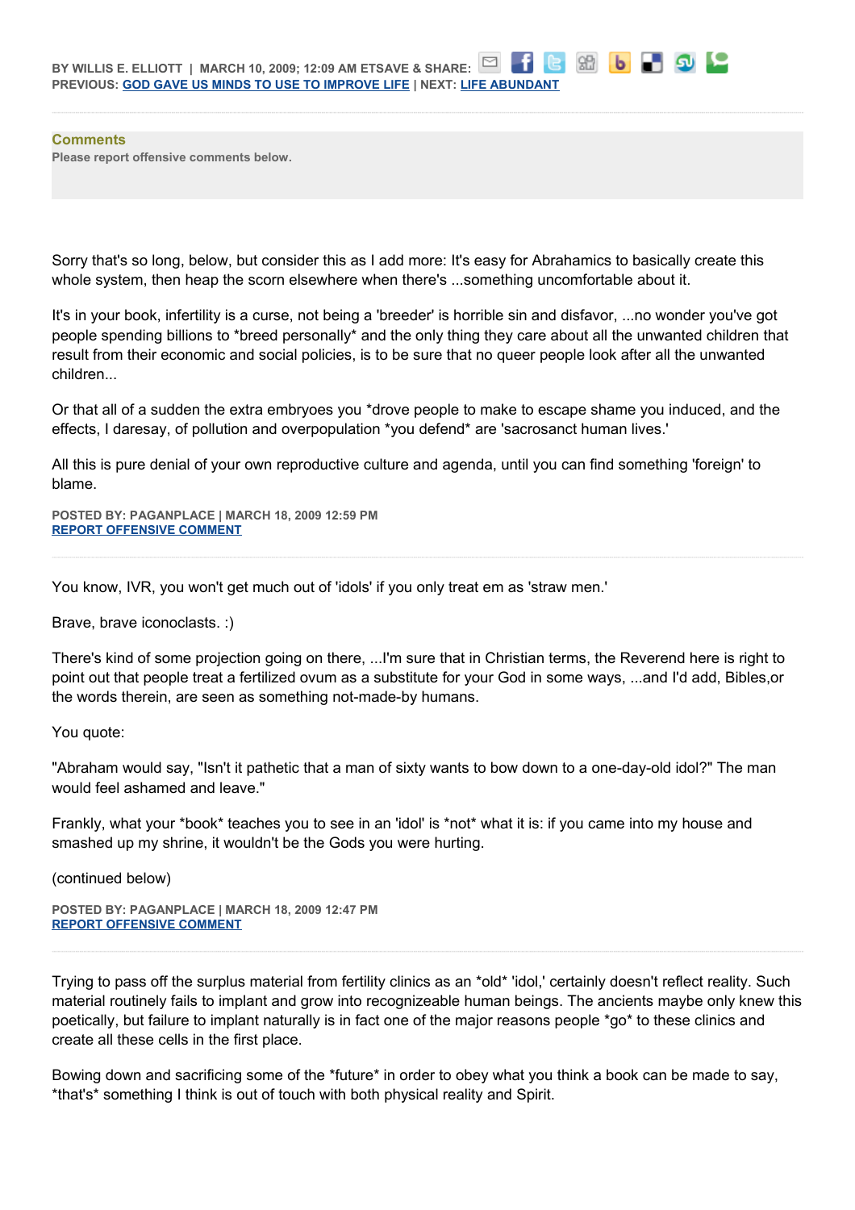BY WILLIS E. ELLIOTT | MARCH 10, 2009; 12:09 AM ET SAVE & SHARE:
PREVIOUS: GOD GAVE US MINDS TO USE TO IMPROVE LIFE | NEXT: LIFE ABUNDANT

**Comments**
Please report offensive comments below.

Sorry that's so long, below, but consider this as I add more: It's easy for Abrahamics to basically create this whole system, then heap the scorn elsewhere when there's ...something uncomfortable about it.

It's in your book, infertility is a curse, not being a 'breeder' is horrible sin and disfavor, ...no wonder you've got people spending billions to *breed personally* and the only thing they care about all the unwanted children that result from their economic and social policies, is to be sure that no queer people look after all the unwanted children...

Or that all of a sudden the extra embryoes you *drove people to make to escape shame you induced, and the effects, I daresay, of pollution and overpopulation *you defend* are 'sacrosanct human lives.'

All this is pure denial of your own reproductive culture and agenda, until you can find something 'foreign' to blame.

POSTED BY: PAGANPLACE | MARCH 18, 2009 12:59 PM
REPORT OFFENSIVE COMMENT

---

You know, IVR, you won't get much out of 'idols' if you only treat em as 'straw men.'

Brave, brave iconoclasts. :)

There's kind of some projection going on there, ...I'm sure that in Christian terms, the Reverend here is right to point out that people treat a fertilized ovum as a substitute for your God in some ways, ...and I'd add, Bibles,or the words therein, are seen as something not-made-by humans.

You quote:

"Abraham would say, "Isn't it pathetic that a man of sixty wants to bow down to a one-day-old idol?" The man would feel ashamed and leave."

Frankly, what your *book* teaches you to see in an 'idol' is *not* what it is: if you came into my house and smashed up my shrine, it wouldn't be the Gods you were hurting.

(continued below)

POSTED BY: PAGANPLACE | MARCH 18, 2009 12:47 PM
REPORT OFFENSIVE COMMENT

---

Trying to pass off the surplus material from fertility clinics as an *old* 'idol,' certainly doesn't reflect reality. Such material routinely fails to implant and grow into recognizeable human beings. The ancients maybe only knew this poetically, but failure to implant naturally is in fact one of the major reasons people *go* to these clinics and create all these cells in the first place.

Bowing down and sacrificing some of the *future* in order to obey what you think a book can be made to say, *that's* something I think is out of touch with both physical reality and Spirit.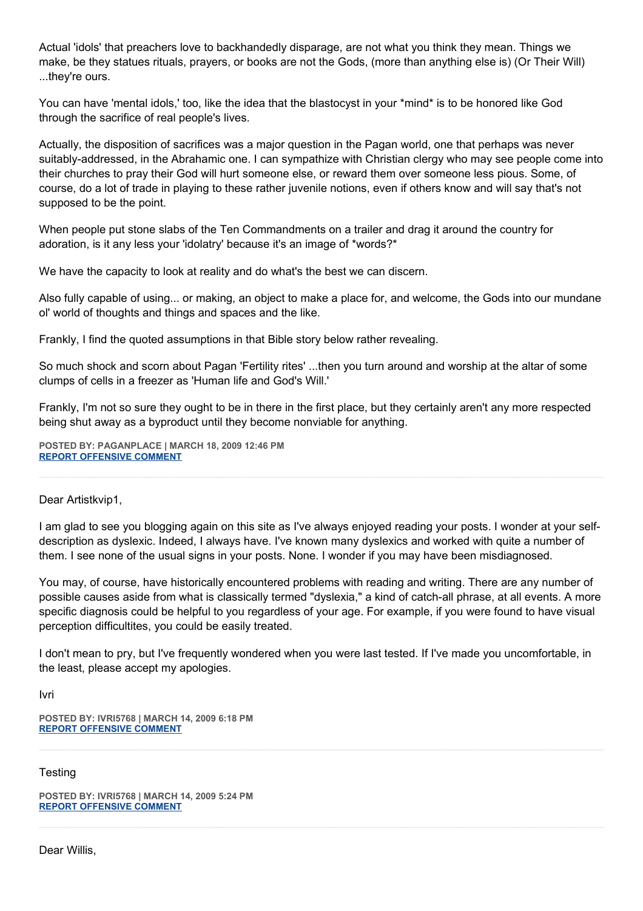Actual 'idols' that preachers love to backhandedly disparage, are not what you think they mean. Things we make, be they statues rituals, prayers, or books are not the Gods, (more than anything else is) (Or Their Will) ...they're ours.

You can have 'mental idols,' too, like the idea that the blastocyst in your *mind* is to be honored like God through the sacrifice of real people's lives.

Actually, the disposition of sacrifices was a major question in the Pagan world, one that perhaps was never suitably-addressed, in the Abrahamic one. I can sympathize with Christian clergy who may see people come into their churches to pray their God will hurt someone else, or reward them over someone less pious. Some, of course, do a lot of trade in playing to these rather juvenile notions, even if others know and will say that's not supposed to be the point.

When people put stone slabs of the Ten Commandments on a trailer and drag it around the country for adoration, is it any less your 'idolatry' because it's an image of *words?*

We have the capacity to look at reality and do what's the best we can discern.

Also fully capable of using... or making, an object to make a place for, and welcome, the Gods into our mundane ol' world of thoughts and things and spaces and the like.

Frankly, I find the quoted assumptions in that Bible story below rather revealing.

So much shock and scorn about Pagan 'Fertility rites' ...then you turn around and worship at the altar of some clumps of cells in a freezer as 'Human life and God's Will.'

Frankly, I'm not so sure they ought to be in there in the first place, but they certainly aren't any more respected being shut away as a byproduct until they become nonviable for anything.

**POSTED BY: PAGANPLACE | MARCH 18, 2009 12:46 PM**
**REPORT OFFENSIVE COMMENT**

---

Dear Artistkvip1,

I am glad to see you blogging again on this site as I've always enjoyed reading your posts. I wonder at your self-description as dyslexic. Indeed, I always have. I've known many dyslexics and worked with quite a number of them. I see none of the usual signs in your posts. None. I wonder if you may have been misdiagnosed.

You may, of course, have historically encountered problems with reading and writing. There are any number of possible causes aside from what is classically termed "dyslexia," a kind of catch-all phrase, at all events. A more specific diagnosis could be helpful to you regardless of your age. For example, if you were found to have visual perception difficultites, you could be easily treated.

I don't mean to pry, but I've frequently wondered when you were last tested. If I've made you uncomfortable, in the least, please accept my apologies.

Ivri

**POSTED BY: IVRI5768 | MARCH 14, 2009 6:18 PM**
**REPORT OFFENSIVE COMMENT**

---

Testing

**POSTED BY: IVRI5768 | MARCH 14, 2009 5:24 PM**
**REPORT OFFENSIVE COMMENT**

---

Dear Willis,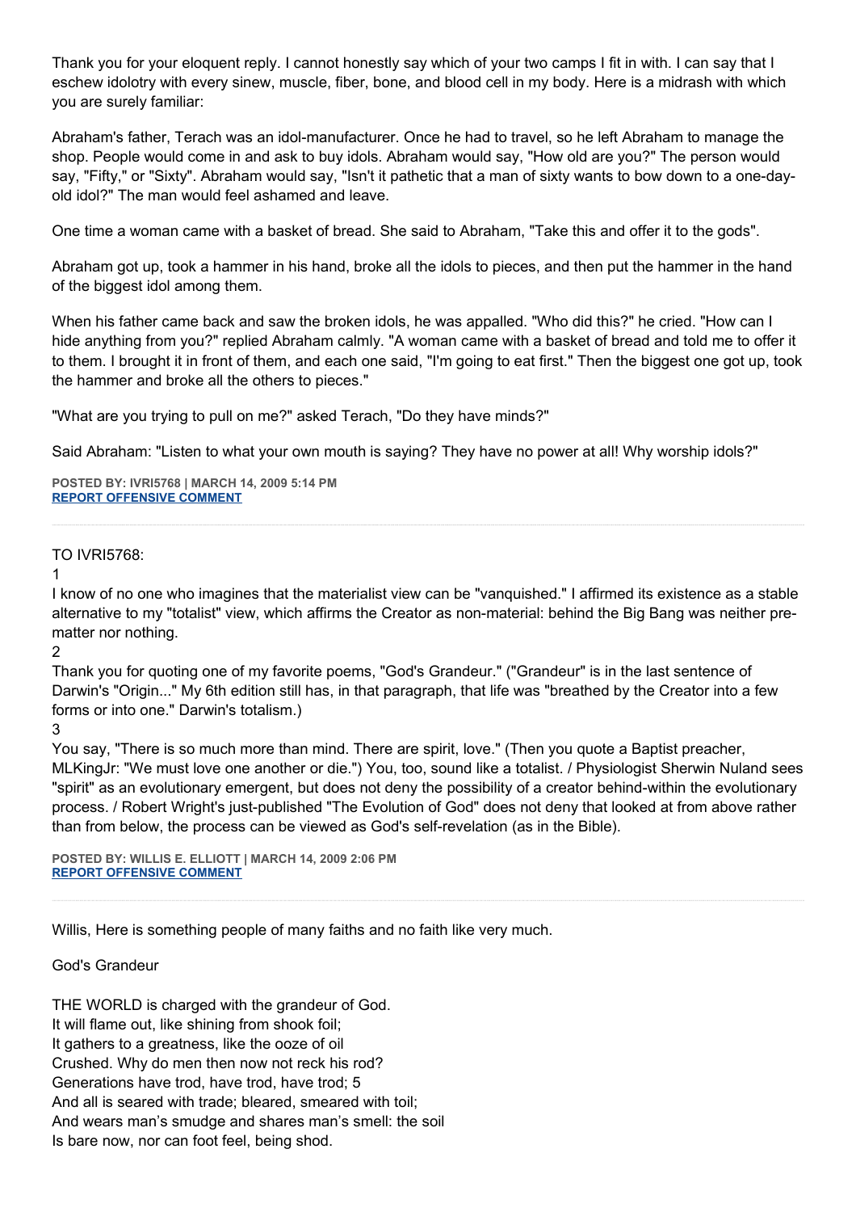Thank you for your eloquent reply. I cannot honestly say which of your two camps I fit in with. I can say that I eschew idolotry with every sinew, muscle, fiber, bone, and blood cell in my body. Here is a midrash with which you are surely familiar:

Abraham's father, Terach was an idol-manufacturer. Once he had to travel, so he left Abraham to manage the shop. People would come in and ask to buy idols. Abraham would say, "How old are you?" The person would say, "Fifty," or "Sixty". Abraham would say, "Isn't it pathetic that a man of sixty wants to bow down to a one-day-old idol?" The man would feel ashamed and leave.

One time a woman came with a basket of bread. She said to Abraham, "Take this and offer it to the gods".

Abraham got up, took a hammer in his hand, broke all the idols to pieces, and then put the hammer in the hand of the biggest idol among them.

When his father came back and saw the broken idols, he was appalled. "Who did this?" he cried. "How can I hide anything from you?" replied Abraham calmly. "A woman came with a basket of bread and told me to offer it to them. I brought it in front of them, and each one said, "I'm going to eat first." Then the biggest one got up, took the hammer and broke all the others to pieces."

"What are you trying to pull on me?" asked Terach, "Do they have minds?"

Said Abraham: "Listen to what your own mouth is saying? They have no power at all! Why worship idols?"

**POSTED BY: IVRI5768 | MARCH 14, 2009 5:14 PM**
**REPORT OFFENSIVE COMMENT**

---

TO IVRI5768:

1

I know of no one who imagines that the materialist view can be "vanquished." I affirmed its existence as a stable alternative to my "totalist" view, which affirms the Creator as non-material: behind the Big Bang was neither pre-matter nor nothing.

2

Thank you for quoting one of my favorite poems, "God's Grandeur." ("Grandeur" is in the last sentence of Darwin's "Origin..." My 6th edition still has, in that paragraph, that life was "breathed by the Creator into a few forms or into one." Darwin's totalism.)

3

You say, "There is so much more than mind. There are spirit, love." (Then you quote a Baptist preacher, MLKingJr: "We must love one another or die.") You, too, sound like a totalist. / Physiologist Sherwin Nuland sees "spirit" as an evolutionary emergent, but does not deny the possibility of a creator behind-within the evolutionary process. / Robert Wright's just-published "The Evolution of God" does not deny that looked at from above rather than from below, the process can be viewed as God's self-revelation (as in the Bible).

**POSTED BY: WILLIS E. ELLIOTT | MARCH 14, 2009 2:06 PM**
**REPORT OFFENSIVE COMMENT**

---

Willis, Here is something people of many faiths and no faith like very much.

God's Grandeur

THE WORLD is charged with the grandeur of God.
It will flame out, like shining from shook foil;
It gathers to a greatness, like the ooze of oil
Crushed. Why do men then now not reck his rod?
Generations have trod, have trod, have trod; 5
And all is seared with trade; bleared, smeared with toil;
And wears man's smudge and shares man's smell: the soil
Is bare now, nor can foot feel, being shod.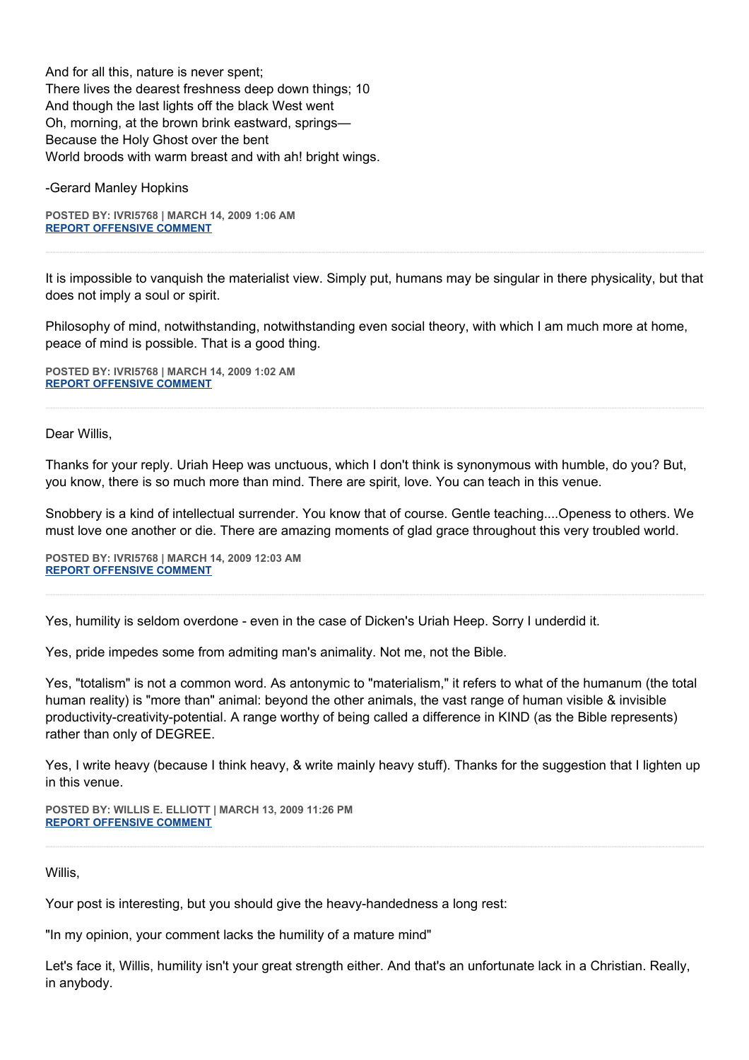And for all this, nature is never spent;
There lives the dearest freshness deep down things; 10
And though the last lights off the black West went
Oh, morning, at the brown brink eastward, springs—
Because the Holy Ghost over the bent
World broods with warm breast and with ah! bright wings.

-Gerard Manley Hopkins

**POSTED BY: IVRI5768 | MARCH 14, 2009 1:06 AM**
**REPORT OFFENSIVE COMMENT**

---

It is impossible to vanquish the materialist view. Simply put, humans may be singular in there physicality, but that does not imply a soul or spirit.

Philosophy of mind, notwithstanding, notwithstanding even social theory, with which I am much more at home, peace of mind is possible. That is a good thing.

**POSTED BY: IVRI5768 | MARCH 14, 2009 1:02 AM**
**REPORT OFFENSIVE COMMENT**

---

Dear Willis,

Thanks for your reply. Uriah Heep was unctuous, which I don't think is synonymous with humble, do you? But, you know, there is so much more than mind. There are spirit, love. You can teach in this venue.

Snobbery is a kind of intellectual surrender. You know that of course. Gentle teaching....Openess to others. We must love one another or die. There are amazing moments of glad grace throughout this very troubled world.

**POSTED BY: IVRI5768 | MARCH 14, 2009 12:03 AM**
**REPORT OFFENSIVE COMMENT**

---

Yes, humility is seldom overdone - even in the case of Dicken's Uriah Heep. Sorry I underdid it.

Yes, pride impedes some from admiting man's animality. Not me, not the Bible.

Yes, "totalism" is not a common word. As antonymic to "materialism," it refers to what of the humanum (the total human reality) is "more than" animal: beyond the other animals, the vast range of human visible & invisible productivity-creativity-potential. A range worthy of being called a difference in KIND (as the Bible represents) rather than only of DEGREE.

Yes, I write heavy (because I think heavy, & write mainly heavy stuff). Thanks for the suggestion that I lighten up in this venue.

**POSTED BY: WILLIS E. ELLIOTT | MARCH 13, 2009 11:26 PM**
**REPORT OFFENSIVE COMMENT**

---

Willis,

Your post is interesting, but you should give the heavy-handedness a long rest:

"In my opinion, your comment lacks the humility of a mature mind"

Let's face it, Willis, humility isn't your great strength either. And that's an unfortunate lack in a Christian. Really, in anybody.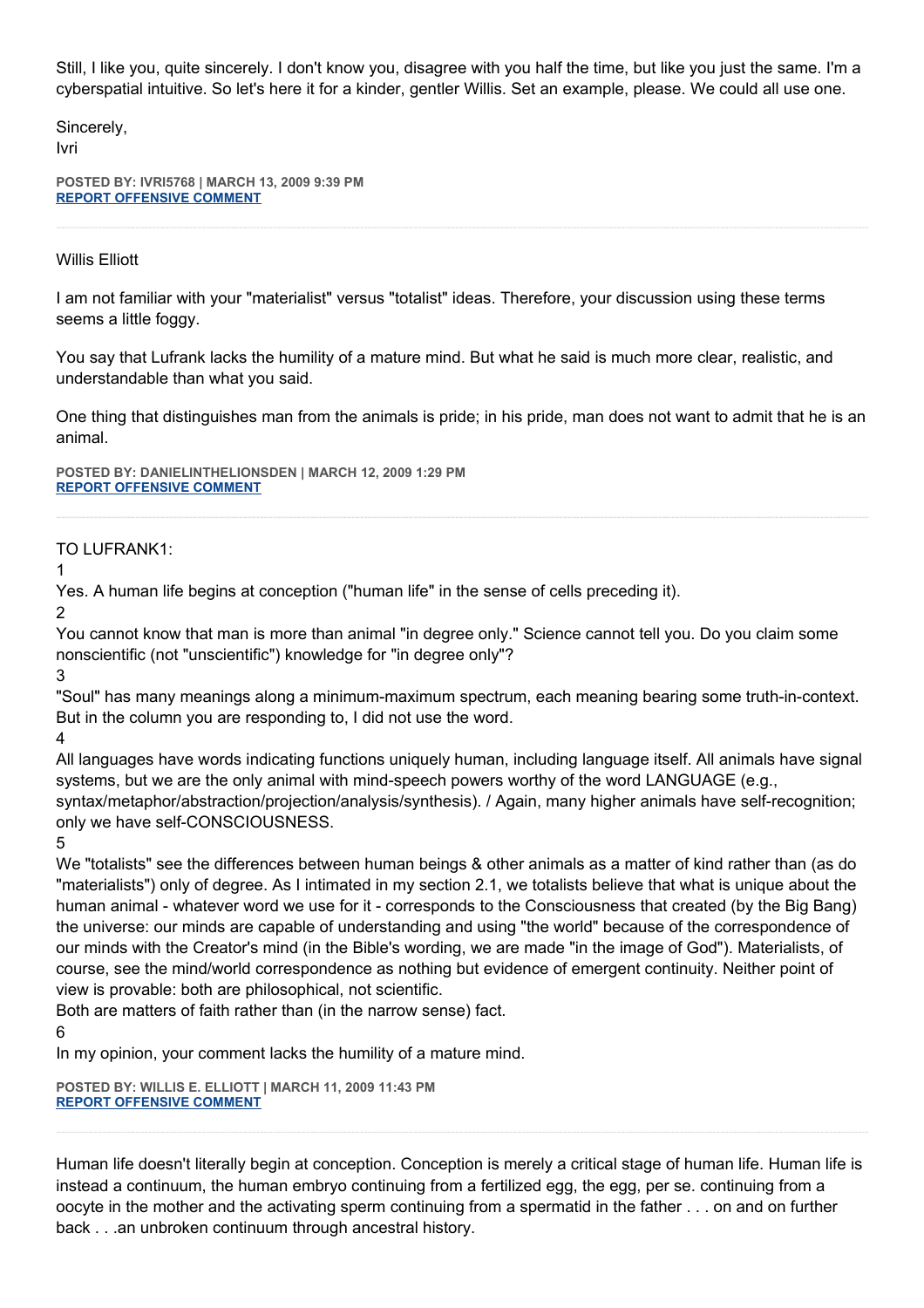Still, I like you, quite sincerely. I don't know you, disagree with you half the time, but like you just the same. I'm a cyberspatial intuitive. So let's here it for a kinder, gentler Willis. Set an example, please. We could all use one.

Sincerely,
Ivri

**POSTED BY: IVRI5768 | MARCH 13, 2009 9:39 PM**
**REPORT OFFENSIVE COMMENT**

---

Willis Elliott

I am not familiar with your "materialist" versus "totalist" ideas. Therefore, your discussion using these terms seems a little foggy.

You say that Lufrank lacks the humility of a mature mind. But what he said is much more clear, realistic, and understandable than what you said.

One thing that distinguishes man from the animals is pride; in his pride, man does not want to admit that he is an animal.

**POSTED BY: DANIELINTHELIONSDEN | MARCH 12, 2009 1:29 PM**
**REPORT OFFENSIVE COMMENT**

---

TO LUFRANK1:

1

Yes. A human life begins at conception ("human life" in the sense of cells preceding it).

2

You cannot know that man is more than animal "in degree only." Science cannot tell you. Do you claim some nonscientific (not "unscientific") knowledge for "in degree only"?

3

"Soul" has many meanings along a minimum-maximum spectrum, each meaning bearing some truth-in-context. But in the column you are responding to, I did not use the word.

4

All languages have words indicating functions uniquely human, including language itself. All animals have signal systems, but we are the only animal with mind-speech powers worthy of the word LANGUAGE (e.g., syntax/metaphor/abstraction/projection/analysis/synthesis). / Again, many higher animals have self-recognition; only we have self-CONSCIOUSNESS.

5

We "totalists" see the differences between human beings & other animals as a matter of kind rather than (as do "materialists") only of degree. As I intimated in my section 2.1, we totalists believe that what is unique about the human animal - whatever word we use for it - corresponds to the Consciousness that created (by the Big Bang) the universe: our minds are capable of understanding and using "the world" because of the correspondence of our minds with the Creator's mind (in the Bible's wording, we are made "in the image of God"). Materialists, of course, see the mind/world correspondence as nothing but evidence of emergent continuity. Neither point of view is provable: both are philosophical, not scientific.
Both are matters of faith rather than (in the narrow sense) fact.

6

In my opinion, your comment lacks the humility of a mature mind.

**POSTED BY: WILLIS E. ELLIOTT | MARCH 11, 2009 11:43 PM**
**REPORT OFFENSIVE COMMENT**

---

Human life doesn't literally begin at conception. Conception is merely a critical stage of human life. Human life is instead a continuum, the human embryo continuing from a fertilized egg, the egg, per se. continuing from a oocyte in the mother and the activating sperm continuing from a spermatid in the father . . . on and on further back . . .an unbroken continuum through ancestral history.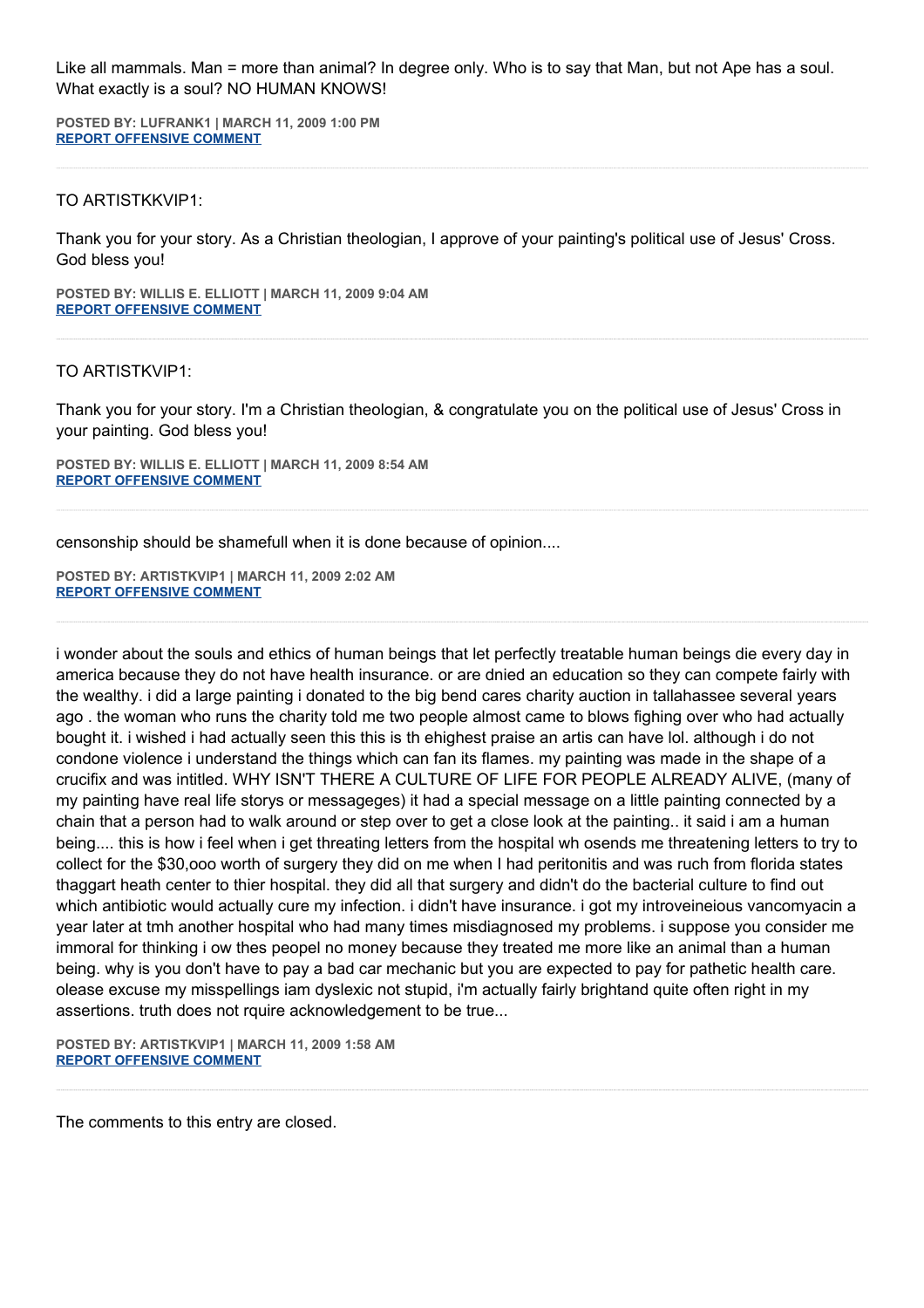Like all mammals. Man = more than animal? In degree only. Who is to say that Man, but not Ape has a soul. What exactly is a soul? NO HUMAN KNOWS!

**POSTED BY: LUFRANK1 | MARCH 11, 2009 1:00 PM**
**REPORT OFFENSIVE COMMENT**

---

TO ARTISTKKVIP1:

Thank you for your story. As a Christian theologian, I approve of your painting's political use of Jesus' Cross. God bless you!

**POSTED BY: WILLIS E. ELLIOTT | MARCH 11, 2009 9:04 AM**
**REPORT OFFENSIVE COMMENT**

---

TO ARTISTKVIP1:

Thank you for your story. I'm a Christian theologian, & congratulate you on the political use of Jesus' Cross in your painting. God bless you!

**POSTED BY: WILLIS E. ELLIOTT | MARCH 11, 2009 8:54 AM**
**REPORT OFFENSIVE COMMENT**

---

censonship should be shamefull when it is done because of opinion....

**POSTED BY: ARTISTKVIP1 | MARCH 11, 2009 2:02 AM**
**REPORT OFFENSIVE COMMENT**

---

i wonder about the souls and ethics of human beings that let perfectly treatable human beings die every day in america because they do not have health insurance. or are dnied an education so they can compete fairly with the wealthy. i did a large painting i donated to the big bend cares charity auction in tallahassee several years ago . the woman who runs the charity told me two people almost came to blows fighing over who had actually bought it. i wished i had actually seen this this is th ehighest praise an artis can have lol. although i do not condone violence i understand the things which can fan its flames. my painting was made in the shape of a crucifix and was intitled. WHY ISN'T THERE A CULTURE OF LIFE FOR PEOPLE ALREADY ALIVE, (many of my painting have real life storys or messageges) it had a special message on a little painting connected by a chain that a person had to walk around or step over to get a close look at the painting.. it said i am a human being.... this is how i feel when i get threating letters from the hospital wh osends me threatening letters to try to collect for the $30,ooo worth of surgery they did on me when I had peritonitis and was ruch from florida states thaggart heath center to thier hospital. they did all that surgery and didn't do the bacterial culture to find out which antibiotic would actually cure my infection. i didn't have insurance. i got my introveineious vancomyacin a year later at tmh another hospital who had many times misdiagnosed my problems. i suppose you consider me immoral for thinking i ow thes peopel no money because they treated me more like an animal than a human being. why is you don't have to pay a bad car mechanic but you are expected to pay for pathetic health care. olease excuse my misspellings iam dyslexic not stupid, i'm actually fairly brightand quite often right in my assertions. truth does not rquire acknowledgement to be true...

**POSTED BY: ARTISTKVIP1 | MARCH 11, 2009 1:58 AM**
**REPORT OFFENSIVE COMMENT**

---

The comments to this entry are closed.